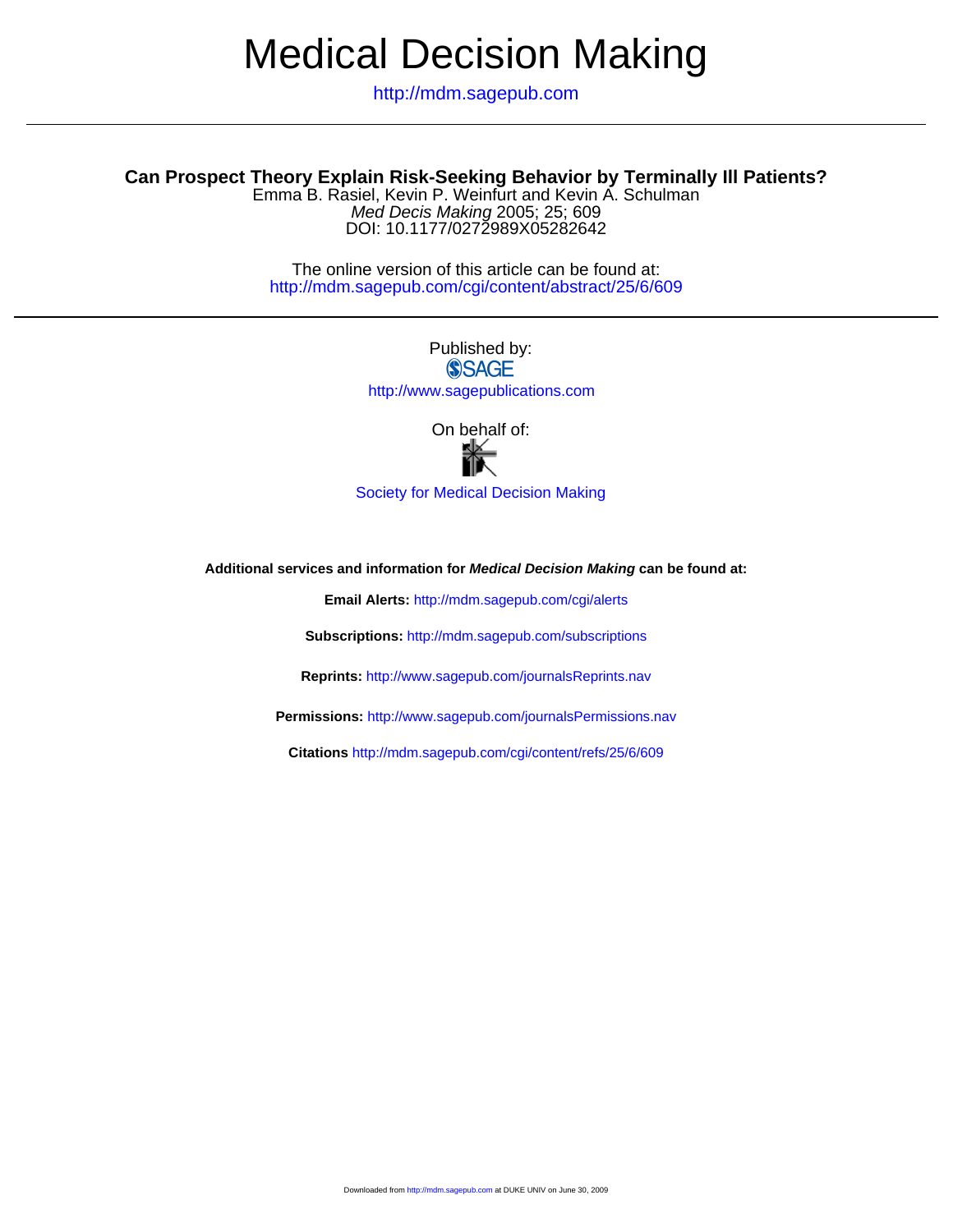# Medical Decision Making

http://mdm.sagepub.com

## Can Prospect Theory Explain Risk-Seeking Behavior by Terminally Ill Patients?

Emma B. Rasiel, Kevin P. Weinfurt and Kevin A. Schulman

*Med Decis Making* 2005; 25; 609

DOI: 10.1177/0272989X05282642

The online version of this article can be found at:
http://mdm.sagepub.com/cgi/content/abstract/25/6/609

Published by:

SAGE

http://www.sagepublications.com

On behalf of:

Society for Medical Decision Making

**Additional services and information for *Medical Decision Making* can be found at:**

**Email Alerts:** http://mdm.sagepub.com/cgi/alerts

**Subscriptions:** http://mdm.sagepub.com/subscriptions

**Reprints:** http://www.sagepub.com/journalsReprints.nav

**Permissions:** http://www.sagepub.com/journalsPermissions.nav

**Citations** http://mdm.sagepub.com/cgi/content/refs/25/6/609

Downloaded from http://mdm.sagepub.com at DUKE UNIV on June 30, 2009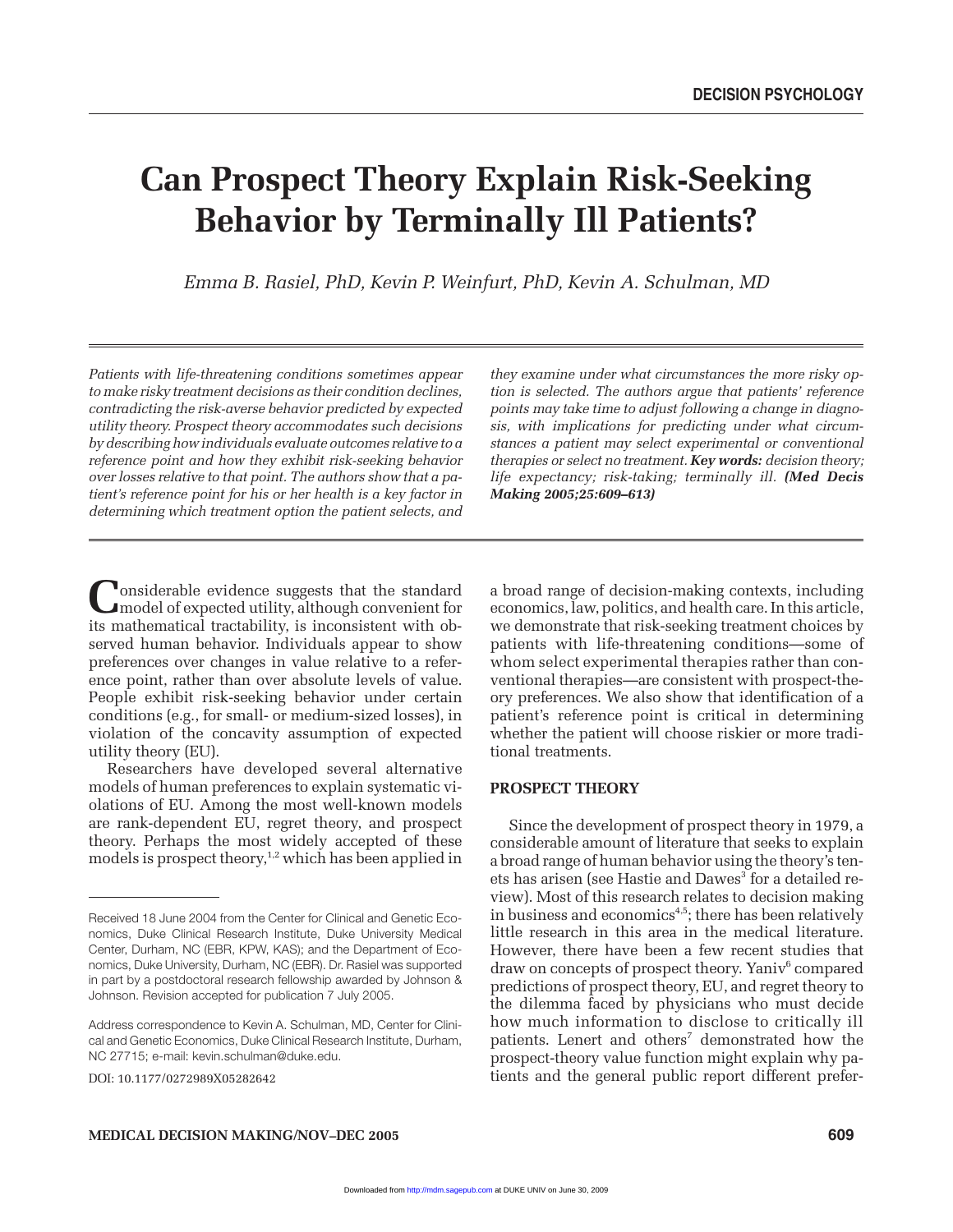# Can Prospect Theory Explain Risk-Seeking Behavior by Terminally Ill Patients?

*Emma B. Rasiel, PhD, Kevin P. Weinfurt, PhD, Kevin A. Schulman, MD*

*Patients with life-threatening conditions sometimes appear to make risky treatment decisions as their condition declines, contradicting the risk-averse behavior predicted by expected utility theory. Prospect theory accommodates such decisions by describing how individuals evaluate outcomes relative to a reference point and how they exhibit risk-seeking behavior over losses relative to that point. The authors show that a patient's reference point for his or her health is a key factor in determining which treatment option the patient selects, and they examine under what circumstances the more risky option is selected. The authors argue that patients' reference points may take time to adjust following a change in diagnosis, with implications for predicting under what circumstances a patient may select experimental or conventional therapies or select no treatment.* ***Key words:*** *decision theory; life expectancy; risk-taking; terminally ill.* ***(Med Decis Making 2005;25:609–613)***

Considerable evidence suggests that the standard model of expected utility, although convenient for its mathematical tractability, is inconsistent with observed human behavior. Individuals appear to show preferences over changes in value relative to a reference point, rather than over absolute levels of value. People exhibit risk-seeking behavior under certain conditions (e.g., for small- or medium-sized losses), in violation of the concavity assumption of expected utility theory (EU).

Researchers have developed several alternative models of human preferences to explain systematic violations of EU. Among the most well-known models are rank-dependent EU, regret theory, and prospect theory. Perhaps the most widely accepted of these models is prospect theory,[1,2] which has been applied in a broad range of decision-making contexts, including economics, law, politics, and health care. In this article, we demonstrate that risk-seeking treatment choices by patients with life-threatening conditions—some of whom select experimental therapies rather than conventional therapies—are consistent with prospect-theory preferences. We also show that identification of a patient's reference point is critical in determining whether the patient will choose riskier or more traditional treatments.

Received 18 June 2004 from the Center for Clinical and Genetic Economics, Duke Clinical Research Institute, Duke University Medical Center, Durham, NC (EBR, KPW, KAS); and the Department of Economics, Duke University, Durham, NC (EBR). Dr. Rasiel was supported in part by a postdoctoral research fellowship awarded by Johnson & Johnson. Revision accepted for publication 7 July 2005.

Address correspondence to Kevin A. Schulman, MD, Center for Clinical and Genetic Economics, Duke Clinical Research Institute, Durham, NC 27715; e-mail: kevin.schulman@duke.edu.

DOI: 10.1177/0272989X05282642

## PROSPECT THEORY

Since the development of prospect theory in 1979, a considerable amount of literature that seeks to explain a broad range of human behavior using the theory's tenets has arisen (see Hastie and Dawes[3] for a detailed review). Most of this research relates to decision making in business and economics[4,5]; there has been relatively little research in this area in the medical literature. However, there have been a few recent studies that draw on concepts of prospect theory. Yaniv[6] compared predictions of prospect theory, EU, and regret theory to the dilemma faced by physicians who must decide how much information to disclose to critically ill patients. Lenert and others[7] demonstrated how the prospect-theory value function might explain why patients and the general public report different prefer-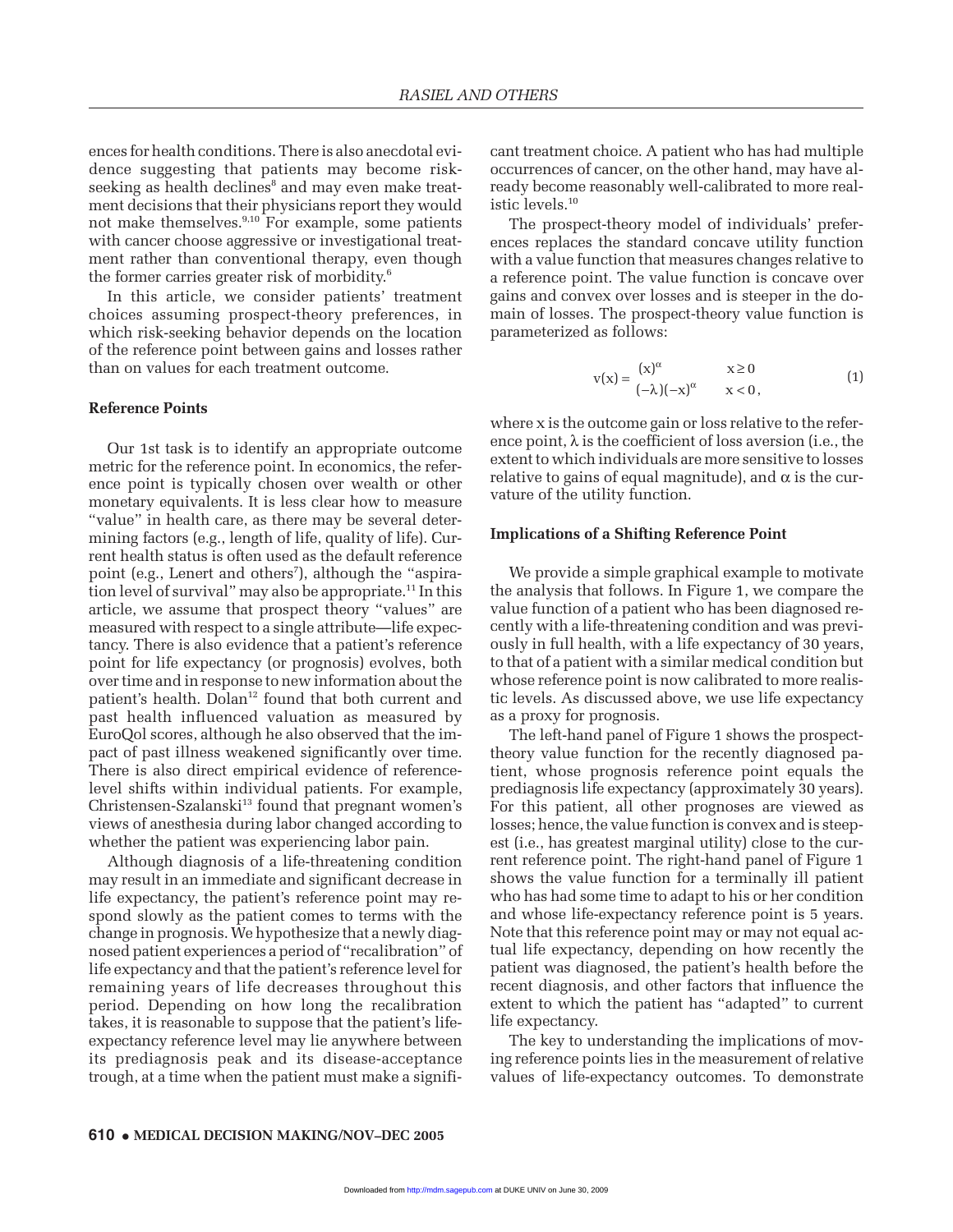ences for health conditions. There is also anecdotal evidence suggesting that patients may become risk-seeking as health declines[8] and may even make treatment decisions that their physicians report they would not make themselves.[9,10] For example, some patients with cancer choose aggressive or investigational treatment rather than conventional therapy, even though the former carries greater risk of morbidity.[6]

In this article, we consider patients' treatment choices assuming prospect-theory preferences, in which risk-seeking behavior depends on the location of the reference point between gains and losses rather than on values for each treatment outcome.

### Reference Points

Our 1st task is to identify an appropriate outcome metric for the reference point. In economics, the reference point is typically chosen over wealth or other monetary equivalents. It is less clear how to measure "value" in health care, as there may be several determining factors (e.g., length of life, quality of life). Current health status is often used as the default reference point (e.g., Lenert and others[7]), although the "aspiration level of survival" may also be appropriate.[11] In this article, we assume that prospect theory "values" are measured with respect to a single attribute—life expectancy. There is also evidence that a patient's reference point for life expectancy (or prognosis) evolves, both over time and in response to new information about the patient's health. Dolan[12] found that both current and past health influenced valuation as measured by EuroQol scores, although he also observed that the impact of past illness weakened significantly over time. There is also direct empirical evidence of reference-level shifts within individual patients. For example, Christensen-Szalanski[13] found that pregnant women's views of anesthesia during labor changed according to whether the patient was experiencing labor pain.

Although diagnosis of a life-threatening condition may result in an immediate and significant decrease in life expectancy, the patient's reference point may respond slowly as the patient comes to terms with the change in prognosis. We hypothesize that a newly diagnosed patient experiences a period of "recalibration" of life expectancy and that the patient's reference level for remaining years of life decreases throughout this period. Depending on how long the recalibration takes, it is reasonable to suppose that the patient's life-expectancy reference level may lie anywhere between its prediagnosis peak and its disease-acceptance trough, at a time when the patient must make a significant treatment choice. A patient who has had multiple occurrences of cancer, on the other hand, may have already become reasonably well-calibrated to more realistic levels.[10]

The prospect-theory model of individuals' preferences replaces the standard concave utility function with a value function that measures changes relative to a reference point. The value function is concave over gains and convex over losses and is steeper in the domain of losses. The prospect-theory value function is parameterized as follows:

$$v(x) = \begin{cases} (x)^{\alpha} & x \geq 0 \\ (-\lambda)(-x)^{\alpha} & x < 0, \end{cases} \tag{1}$$

where x is the outcome gain or loss relative to the reference point, $\lambda$ is the coefficient of loss aversion (i.e., the extent to which individuals are more sensitive to losses relative to gains of equal magnitude), and $\alpha$ is the curvature of the utility function.

### Implications of a Shifting Reference Point

We provide a simple graphical example to motivate the analysis that follows. In Figure 1, we compare the value function of a patient who has been diagnosed recently with a life-threatening condition and was previously in full health, with a life expectancy of 30 years, to that of a patient with a similar medical condition but whose reference point is now calibrated to more realistic levels. As discussed above, we use life expectancy as a proxy for prognosis.

The left-hand panel of Figure 1 shows the prospect-theory value function for the recently diagnosed patient, whose prognosis reference point equals the prediagnosis life expectancy (approximately 30 years). For this patient, all other prognoses are viewed as losses; hence, the value function is convex and is steepest (i.e., has greatest marginal utility) close to the current reference point. The right-hand panel of Figure 1 shows the value function for a terminally ill patient who has had some time to adapt to his or her condition and whose life-expectancy reference point is 5 years. Note that this reference point may or may not equal actual life expectancy, depending on how recently the patient was diagnosed, the patient's health before the recent diagnosis, and other factors that influence the extent to which the patient has "adapted" to current life expectancy.

The key to understanding the implications of moving reference points lies in the measurement of relative values of life-expectancy outcomes. To demonstrate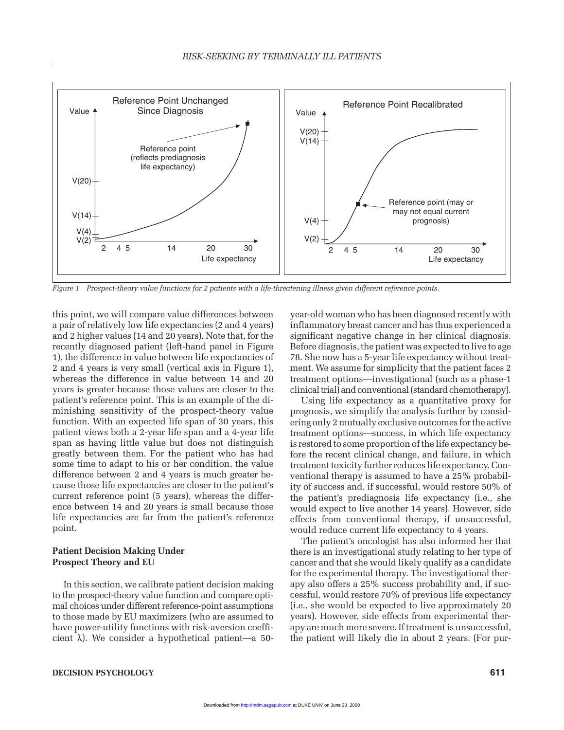Figure 1 Prospect-theory value functions for 2 patients with a life-threatening illness given different reference points.

this point, we will compare value differences between a pair of relatively low life expectancies (2 and 4 years) and 2 higher values (14 and 20 years). Note that, for the recently diagnosed patient (left-hand panel in Figure 1), the difference in value between life expectancies of 2 and 4 years is very small (vertical axis in Figure 1), whereas the difference in value between 14 and 20 years is greater because those values are closer to the patient's reference point. This is an example of the diminishing sensitivity of the prospect-theory value function. With an expected life span of 30 years, this patient views both a 2-year life span and a 4-year life span as having little value but does not distinguish greatly between them. For the patient who has had some time to adapt to his or her condition, the value difference between 2 and 4 years is much greater because those life expectancies are closer to the patient's current reference point (5 years), whereas the difference between 14 and 20 years is small because those life expectancies are far from the patient's reference point.

### Patient Decision Making Under Prospect Theory and EU

In this section, we calibrate patient decision making to the prospect-theory value function and compare optimal choices under different reference-point assumptions to those made by EU maximizers (who are assumed to have power-utility functions with risk-aversion coefficient λ). We consider a hypothetical patient—a 50-year-old woman who has been diagnosed recently with inflammatory breast cancer and has thus experienced a significant negative change in her clinical diagnosis. Before diagnosis, the patient was expected to live to age 78. She now has a 5-year life expectancy without treatment. We assume for simplicity that the patient faces 2 treatment options—investigational (such as a phase-1 clinical trial) and conventional (standard chemotherapy).

Using life expectancy as a quantitative proxy for prognosis, we simplify the analysis further by considering only 2 mutually exclusive outcomes for the active treatment options—success, in which life expectancy is restored to some proportion of the life expectancy before the recent clinical change, and failure, in which treatment toxicity further reduces life expectancy. Conventional therapy is assumed to have a 25% probability of success and, if successful, would restore 50% of the patient's prediagnosis life expectancy (i.e., she would expect to live another 14 years). However, side effects from conventional therapy, if unsuccessful, would reduce current life expectancy to 4 years.

The patient's oncologist has also informed her that there is an investigational study relating to her type of cancer and that she would likely qualify as a candidate for the experimental therapy. The investigational therapy also offers a 25% success probability and, if successful, would restore 70% of previous life expectancy (i.e., she would be expected to live approximately 20 years). However, side effects from experimental therapy are much more severe. If treatment is unsuccessful, the patient will likely die in about 2 years. (For pur-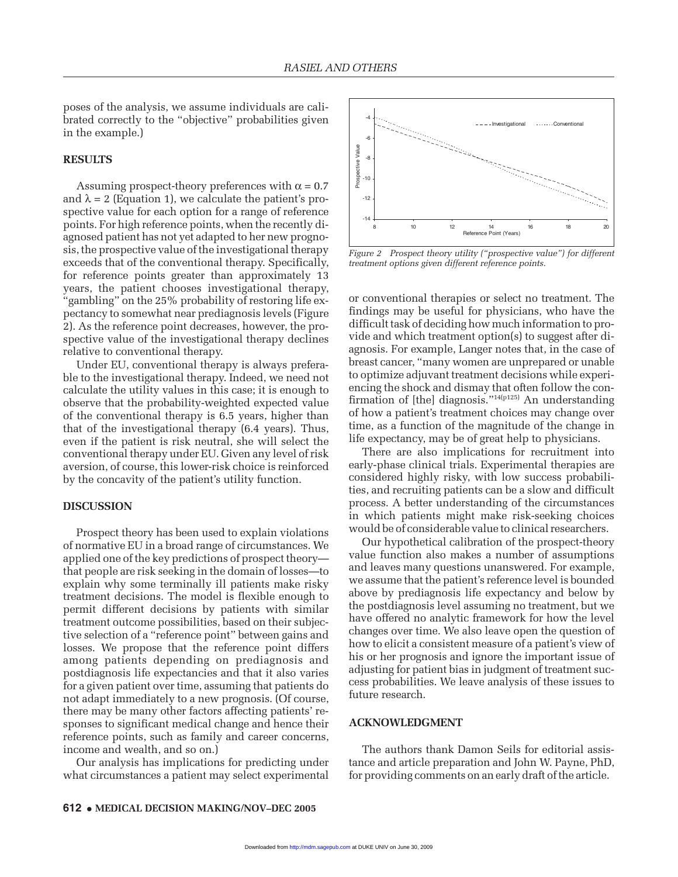poses of the analysis, we assume individuals are calibrated correctly to the "objective" probabilities given in the example.)

## RESULTS

Assuming prospect-theory preferences with $\alpha = 0.7$ and $\lambda = 2$ (Equation 1), we calculate the patient's prospective value for each option for a range of reference points. For high reference points, when the recently diagnosed patient has not yet adapted to her new prognosis, the prospective value of the investigational therapy exceeds that of the conventional therapy. Specifically, for reference points greater than approximately 13 years, the patient chooses investigational therapy, "gambling" on the 25% probability of restoring life expectancy to somewhat near prediagnosis levels (Figure 2). As the reference point decreases, however, the prospective value of the investigational therapy declines relative to conventional therapy.

Under EU, conventional therapy is always preferable to the investigational therapy. Indeed, we need not calculate the utility values in this case; it is enough to observe that the probability-weighted expected value of the conventional therapy is 6.5 years, higher than that of the investigational therapy (6.4 years). Thus, even if the patient is risk neutral, she will select the conventional therapy under EU. Given any level of risk aversion, of course, this lower-risk choice is reinforced by the concavity of the patient's utility function.

*Figure 2 Prospect theory utility ("prospective value") for different treatment options given different reference points.*

## DISCUSSION

Prospect theory has been used to explain violations of normative EU in a broad range of circumstances. We applied one of the key predictions of prospect theory—that people are risk seeking in the domain of losses—to explain why some terminally ill patients make risky treatment decisions. The model is flexible enough to permit different decisions by patients with similar treatment outcome possibilities, based on their subjective selection of a "reference point" between gains and losses. We propose that the reference point differs among patients depending on prediagnosis and postdiagnosis life expectancies and that it also varies for a given patient over time, assuming that patients do not adapt immediately to a new prognosis. (Of course, there may be many other factors affecting patients' responses to significant medical change and hence their reference points, such as family and career concerns, income and wealth, and so on.)

Our analysis has implications for predicting under what circumstances a patient may select experimental or conventional therapies or select no treatment. The findings may be useful for physicians, who have the difficult task of deciding how much information to provide and which treatment option(s) to suggest after diagnosis. For example, Langer notes that, in the case of breast cancer, "many women are unprepared or unable to optimize adjuvant treatment decisions while experiencing the shock and dismay that often follow the confirmation of [the] diagnosis."[14(p125)] An understanding of how a patient's treatment choices may change over time, as a function of the magnitude of the change in life expectancy, may be of great help to physicians.

There are also implications for recruitment into early-phase clinical trials. Experimental therapies are considered highly risky, with low success probabilities, and recruiting patients can be a slow and difficult process. A better understanding of the circumstances in which patients might make risk-seeking choices would be of considerable value to clinical researchers.

Our hypothetical calibration of the prospect-theory value function also makes a number of assumptions and leaves many questions unanswered. For example, we assume that the patient's reference level is bounded above by prediagnosis life expectancy and below by the postdiagnosis level assuming no treatment, but we have offered no analytic framework for how the level changes over time. We also leave open the question of how to elicit a consistent measure of a patient's view of his or her prognosis and ignore the important issue of adjusting for patient bias in judgment of treatment success probabilities. We leave analysis of these issues to future research.

## ACKNOWLEDGMENT

The authors thank Damon Seils for editorial assistance and article preparation and John W. Payne, PhD, for providing comments on an early draft of the article.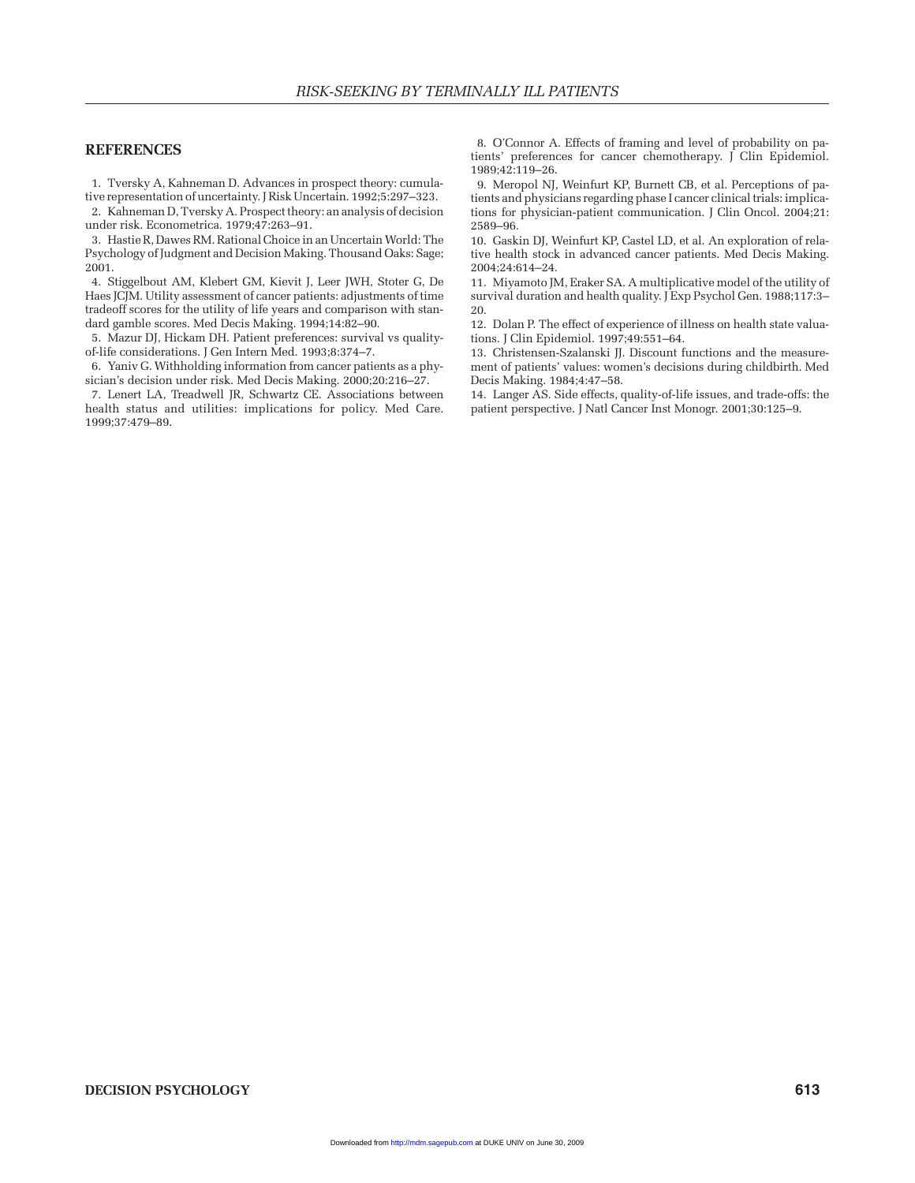## REFERENCES

1. Tversky A, Kahneman D. Advances in prospect theory: cumulative representation of uncertainty. J Risk Uncertain. 1992;5:297–323.
2. Kahneman D, Tversky A. Prospect theory: an analysis of decision under risk. Econometrica. 1979;47:263–91.
3. Hastie R, Dawes RM. Rational Choice in an Uncertain World: The Psychology of Judgment and Decision Making. Thousand Oaks: Sage; 2001.
4. Stiggelbout AM, Klebert GM, Kievit J, Leer JWH, Stoter G, De Haes JCJM. Utility assessment of cancer patients: adjustments of time tradeoff scores for the utility of life years and comparison with standard gamble scores. Med Decis Making. 1994;14:82–90.
5. Mazur DJ, Hickam DH. Patient preferences: survival vs quality-of-life considerations. J Gen Intern Med. 1993;8:374–7.
6. Yaniv G. Withholding information from cancer patients as a physician's decision under risk. Med Decis Making. 2000;20:216–27.
7. Lenert LA, Treadwell JR, Schwartz CE. Associations between health status and utilities: implications for policy. Med Care. 1999;37:479–89.
8. O'Connor A. Effects of framing and level of probability on patients' preferences for cancer chemotherapy. J Clin Epidemiol. 1989;42:119–26.
9. Meropol NJ, Weinfurt KP, Burnett CB, et al. Perceptions of patients and physicians regarding phase I cancer clinical trials: implications for physician-patient communication. J Clin Oncol. 2004;21:2589–96.
10. Gaskin DJ, Weinfurt KP, Castel LD, et al. An exploration of relative health stock in advanced cancer patients. Med Decis Making. 2004;24:614–24.
11. Miyamoto JM, Eraker SA. A multiplicative model of the utility of survival duration and health quality. J Exp Psychol Gen. 1988;117:3–20.
12. Dolan P. The effect of experience of illness on health state valuations. J Clin Epidemiol. 1997;49:551–64.
13. Christensen-Szalanski JJ. Discount functions and the measurement of patients' values: women's decisions during childbirth. Med Decis Making. 1984;4:47–58.
14. Langer AS. Side effects, quality-of-life issues, and trade-offs: the patient perspective. J Natl Cancer Inst Monogr. 2001;30:125–9.